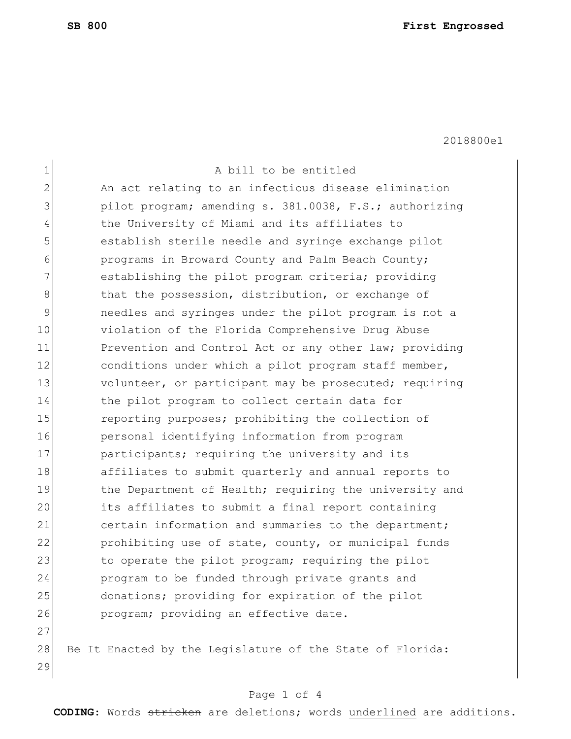SB 800 **First Engrossed**

2018800e1

A bill to be entitled

An act relating to an infectious disease elimination pilot program; amending s. 381.0038, F.S.; authorizing the University of Miami and its affiliates to establish sterile needle and syringe exchange pilot programs in Broward County and Palm Beach County; establishing the pilot program criteria; providing that the possession, distribution, or exchange of needles and syringes under the pilot program is not a violation of the Florida Comprehensive Drug Abuse Prevention and Control Act or any other law; providing conditions under which a pilot program staff member, volunteer, or participant may be prosecuted; requiring the pilot program to collect certain data for reporting purposes; prohibiting the collection of personal identifying information from program participants; requiring the university and its affiliates to submit quarterly and annual reports to the Department of Health; requiring the university and its affiliates to submit a final report containing certain information and summaries to the department; prohibiting use of state, county, or municipal funds to operate the pilot program; requiring the pilot program to be funded through private grants and donations; providing for expiration of the pilot program; providing an effective date.

Be It Enacted by the Legislature of the State of Florida:

**CODING:** Words ~~stricken~~ are deletions; words <u>underlined</u> are additions.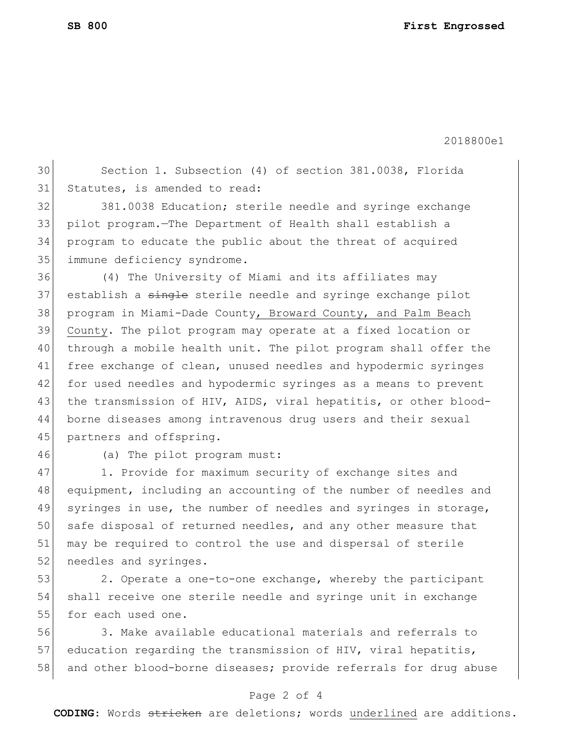Section 1. Subsection (4) of section 381.0038, Florida Statutes, is amended to read:

381.0038 Education; sterile needle and syringe exchange pilot program.—The Department of Health shall establish a program to educate the public about the threat of acquired immune deficiency syndrome.

(4) The University of Miami and its affiliates may establish a ~~single~~ sterile needle and syringe exchange pilot program in Miami-Dade County, Broward County, and Palm Beach County. The pilot program may operate at a fixed location or through a mobile health unit. The pilot program shall offer the free exchange of clean, unused needles and hypodermic syringes for used needles and hypodermic syringes as a means to prevent the transmission of HIV, AIDS, viral hepatitis, or other blood-borne diseases among intravenous drug users and their sexual partners and offspring.

(a) The pilot program must:

1. Provide for maximum security of exchange sites and equipment, including an accounting of the number of needles and syringes in use, the number of needles and syringes in storage, safe disposal of returned needles, and any other measure that may be required to control the use and dispersal of sterile needles and syringes.

2. Operate a one-to-one exchange, whereby the participant shall receive one sterile needle and syringe unit in exchange for each used one.

3. Make available educational materials and referrals to education regarding the transmission of HIV, viral hepatitis, and other blood-borne diseases; provide referrals for drug abuse

CODING: Words ~~stricken~~ are deletions; words underlined are additions.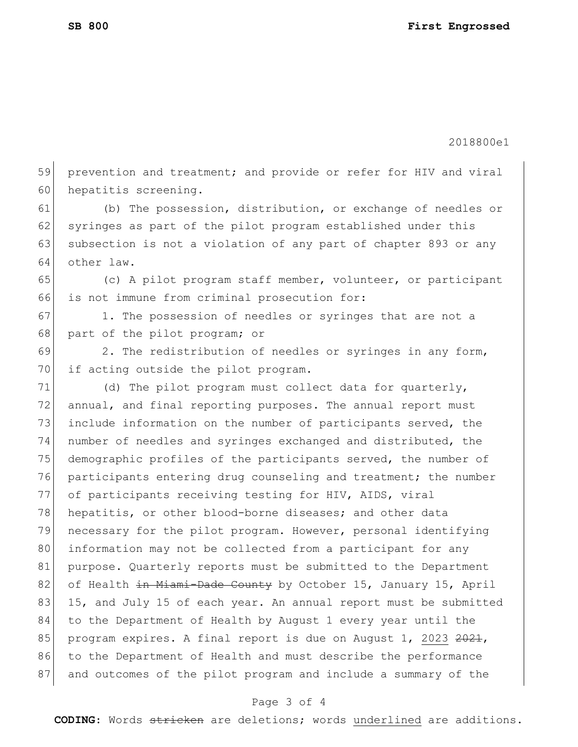prevention and treatment; and provide or refer for HIV and viral hepatitis screening.

(b) The possession, distribution, or exchange of needles or syringes as part of the pilot program established under this subsection is not a violation of any part of chapter 893 or any other law.

(c) A pilot program staff member, volunteer, or participant is not immune from criminal prosecution for:

1. The possession of needles or syringes that are not a part of the pilot program; or

2. The redistribution of needles or syringes in any form, if acting outside the pilot program.

(d) The pilot program must collect data for quarterly, annual, and final reporting purposes. The annual report must include information on the number of participants served, the number of needles and syringes exchanged and distributed, the demographic profiles of the participants served, the number of participants entering drug counseling and treatment; the number of participants receiving testing for HIV, AIDS, viral hepatitis, or other blood-borne diseases; and other data necessary for the pilot program. However, personal identifying information may not be collected from a participant for any purpose. Quarterly reports must be submitted to the Department of Health ~~in Miami-Dade County~~ by October 15, January 15, April 15, and July 15 of each year. An annual report must be submitted to the Department of Health by August 1 every year until the program expires. A final report is due on August 1, <u>2023</u> ~~2021~~, to the Department of Health and must describe the performance and outcomes of the pilot program and include a summary of the

**CODING:** Words ~~stricken~~ are deletions; words <u>underlined</u> are additions.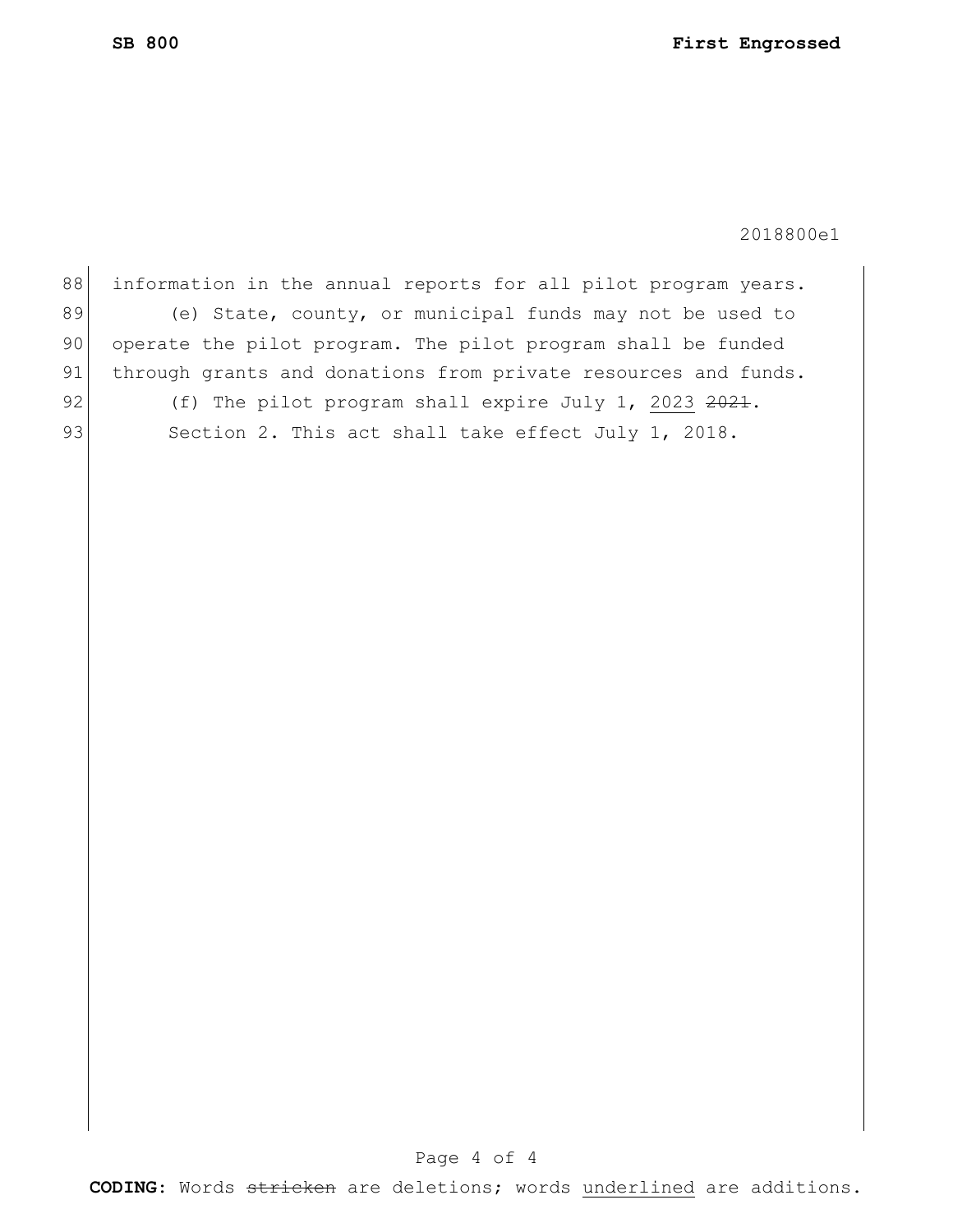information in the annual reports for all pilot program years.

(e) State, county, or municipal funds may not be used to operate the pilot program. The pilot program shall be funded through grants and donations from private resources and funds.

(f) The pilot program shall expire July 1, <u>2023</u> ~~2021~~.

Section 2. This act shall take effect July 1, 2018.